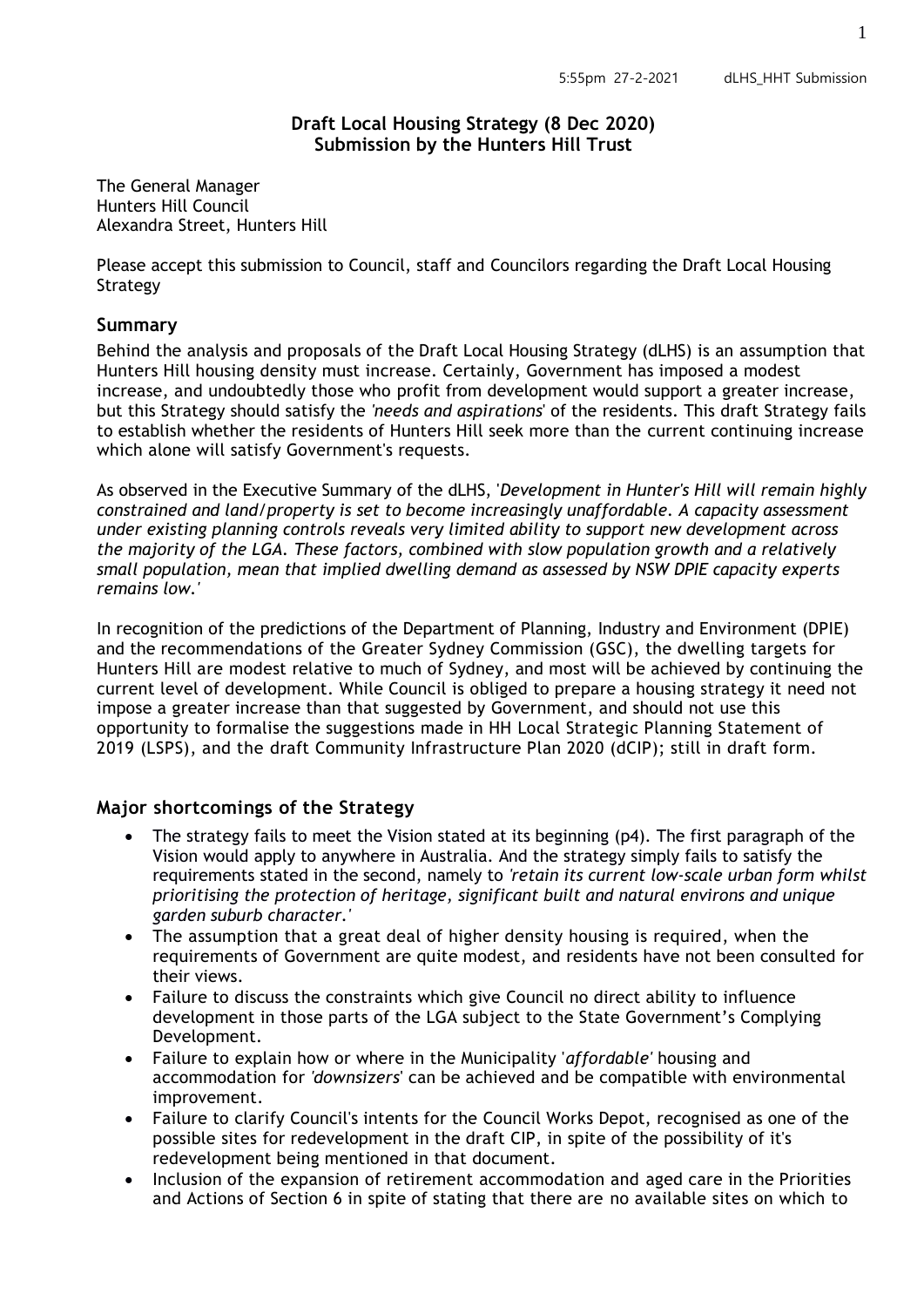5:55pm 27-2-2021 dLHS_HHT Submission

**Draft Local Housing Strategy (8 Dec 2020)**
**Submission by the Hunters Hill Trust**

The General Manager
Hunters Hill Council
Alexandra Street, Hunters Hill

Please accept this submission to Council, staff and Councilors regarding the Draft Local Housing Strategy

## Summary

Behind the analysis and proposals of the Draft Local Housing Strategy (dLHS) is an assumption that Hunters Hill housing density must increase. Certainly, Government has imposed a modest increase, and undoubtedly those who profit from development would support a greater increase, but this Strategy should satisfy the *'needs and aspirations*' of the residents. This draft Strategy fails to establish whether the residents of Hunters Hill seek more than the current continuing increase which alone will satisfy Government's requests.

As observed in the Executive Summary of the dLHS, '*Development in Hunter's Hill will remain highly constrained and land/property is set to become increasingly unaffordable. A capacity assessment under existing planning controls reveals very limited ability to support new development across the majority of the LGA. These factors, combined with slow population growth and a relatively small population, mean that implied dwelling demand as assessed by NSW DPIE capacity experts remains low.'*

In recognition of the predictions of the Department of Planning, Industry and Environment (DPIE) and the recommendations of the Greater Sydney Commission (GSC), the dwelling targets for Hunters Hill are modest relative to much of Sydney, and most will be achieved by continuing the current level of development. While Council is obliged to prepare a housing strategy it need not impose a greater increase than that suggested by Government, and should not use this opportunity to formalise the suggestions made in HH Local Strategic Planning Statement of 2019 (LSPS), and the draft Community Infrastructure Plan 2020 (dCIP); still in draft form.

## Major shortcomings of the Strategy

- The strategy fails to meet the Vision stated at its beginning (p4). The first paragraph of the Vision would apply to anywhere in Australia. And the strategy simply fails to satisfy the requirements stated in the second, namely to *'retain its current low-scale urban form whilst prioritising the protection of heritage, significant built and natural environs and unique garden suburb character.'*
- The assumption that a great deal of higher density housing is required, when the requirements of Government are quite modest, and residents have not been consulted for their views.
- Failure to discuss the constraints which give Council no direct ability to influence development in those parts of the LGA subject to the State Government's Complying Development.
- Failure to explain how or where in the Municipality '*affordable'* housing and accommodation for *'downsizers*' can be achieved and be compatible with environmental improvement.
- Failure to clarify Council's intents for the Council Works Depot, recognised as one of the possible sites for redevelopment in the draft CIP, in spite of the possibility of it's redevelopment being mentioned in that document.
- Inclusion of the expansion of retirement accommodation and aged care in the Priorities and Actions of Section 6 in spite of stating that there are no available sites on which to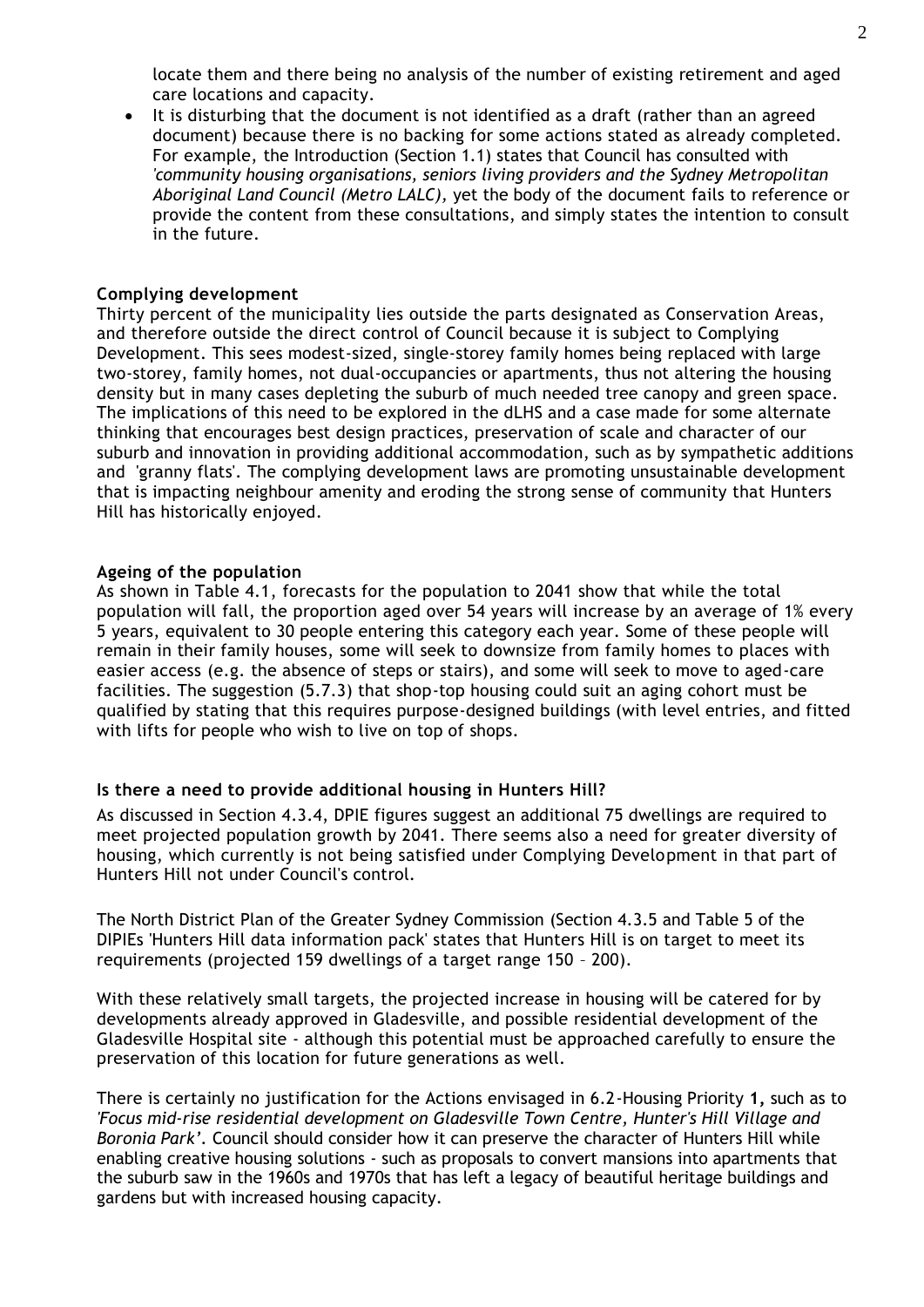locate them and there being no analysis of the number of existing retirement and aged care locations and capacity.

- It is disturbing that the document is not identified as a draft (rather than an agreed document) because there is no backing for some actions stated as already completed. For example, the Introduction (Section 1.1) states that Council has consulted with *'community housing organisations, seniors living providers and the Sydney Metropolitan Aboriginal Land Council (Metro LALC),* yet the body of the document fails to reference or provide the content from these consultations, and simply states the intention to consult in the future.

**Complying development**

Thirty percent of the municipality lies outside the parts designated as Conservation Areas, and therefore outside the direct control of Council because it is subject to Complying Development. This sees modest-sized, single-storey family homes being replaced with large two-storey, family homes, not dual-occupancies or apartments, thus not altering the housing density but in many cases depleting the suburb of much needed tree canopy and green space. The implications of this need to be explored in the dLHS and a case made for some alternate thinking that encourages best design practices, preservation of scale and character of our suburb and innovation in providing additional accommodation, such as by sympathetic additions and 'granny flats'. The complying development laws are promoting unsustainable development that is impacting neighbour amenity and eroding the strong sense of community that Hunters Hill has historically enjoyed.

**Ageing of the population**

As shown in Table 4.1, forecasts for the population to 2041 show that while the total population will fall, the proportion aged over 54 years will increase by an average of 1% every 5 years, equivalent to 30 people entering this category each year. Some of these people will remain in their family houses, some will seek to downsize from family homes to places with easier access (e.g. the absence of steps or stairs), and some will seek to move to aged-care facilities. The suggestion (5.7.3) that shop-top housing could suit an aging cohort must be qualified by stating that this requires purpose-designed buildings (with level entries, and fitted with lifts for people who wish to live on top of shops.

**Is there a need to provide additional housing in Hunters Hill?**

As discussed in Section 4.3.4, DPIE figures suggest an additional 75 dwellings are required to meet projected population growth by 2041. There seems also a need for greater diversity of housing, which currently is not being satisfied under Complying Development in that part of Hunters Hill not under Council's control.

The North District Plan of the Greater Sydney Commission (Section 4.3.5 and Table 5 of the DIPIEs 'Hunters Hill data information pack' states that Hunters Hill is on target to meet its requirements (projected 159 dwellings of a target range 150 – 200).

With these relatively small targets, the projected increase in housing will be catered for by developments already approved in Gladesville, and possible residential development of the Gladesville Hospital site - although this potential must be approached carefully to ensure the preservation of this location for future generations as well.

There is certainly no justification for the Actions envisaged in 6.2-Housing Priority **1,** such as to *'Focus mid-rise residential development on Gladesville Town Centre, Hunter's Hill Village and Boronia Park'.* Council should consider how it can preserve the character of Hunters Hill while enabling creative housing solutions - such as proposals to convert mansions into apartments that the suburb saw in the 1960s and 1970s that has left a legacy of beautiful heritage buildings and gardens but with increased housing capacity.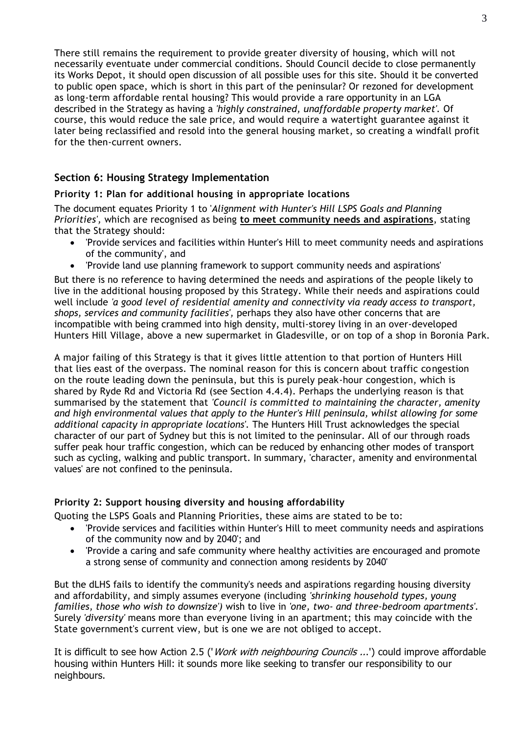There still remains the requirement to provide greater diversity of housing, which will not necessarily eventuate under commercial conditions. Should Council decide to close permanently its Works Depot, it should open discussion of all possible uses for this site. Should it be converted to public open space, which is short in this part of the peninsular? Or rezoned for development as long-term affordable rental housing? This would provide a rare opportunity in an LGA described in the Strategy as having a *'highly constrained, unaffordable property market'*. Of course, this would reduce the sale price, and would require a watertight guarantee against it later being reclassified and resold into the general housing market, so creating a windfall profit for the then-current owners.

## Section 6: Housing Strategy Implementation

### Priority 1: Plan for additional housing in appropriate locations

The document equates Priority 1 to '*Alignment with Hunter's Hill LSPS Goals and Planning Priorities'*, which are recognised as being **to meet community needs and aspirations**, stating that the Strategy should:

- 'Provide services and facilities within Hunter's Hill to meet community needs and aspirations of the community', and
- 'Provide land use planning framework to support community needs and aspirations'

But there is no reference to having determined the needs and aspirations of the people likely to live in the additional housing proposed by this Strategy. While their needs and aspirations could well include *'a good level of residential amenity and connectivity via ready access to transport, shops, services and community facilities'*, perhaps they also have other concerns that are incompatible with being crammed into high density, multi-storey living in an over-developed Hunters Hill Village, above a new supermarket in Gladesville, or on top of a shop in Boronia Park.

A major failing of this Strategy is that it gives little attention to that portion of Hunters Hill that lies east of the overpass. The nominal reason for this is concern about traffic congestion on the route leading down the peninsula, but this is purely peak-hour congestion, which is shared by Ryde Rd and Victoria Rd (see Section 4.4.4). Perhaps the underlying reason is that summarised by the statement that *'Council is committed to maintaining the character, amenity and high environmental values that apply to the Hunter's Hill peninsula, whilst allowing for some additional capacity in appropriate locations'*. The Hunters Hill Trust acknowledges the special character of our part of Sydney but this is not limited to the peninsular. All of our through roads suffer peak hour traffic congestion, which can be reduced by enhancing other modes of transport such as cycling, walking and public transport. In summary, 'character, amenity and environmental values' are not confined to the peninsula.

### Priority 2: Support housing diversity and housing affordability

Quoting the LSPS Goals and Planning Priorities, these aims are stated to be to:

- 'Provide services and facilities within Hunter's Hill to meet community needs and aspirations of the community now and by 2040'; and
- 'Provide a caring and safe community where healthy activities are encouraged and promote a strong sense of community and connection among residents by 2040'

But the dLHS fails to identify the community's needs and aspirations regarding housing diversity and affordability, and simply assumes everyone (including *'shrinking household types, young families, those who wish to downsize')* wish to live in *'one, two- and three-bedroom apartments'*. Surely *'diversity'* means more than everyone living in an apartment; this may coincide with the State government's current view, but is one we are not obliged to accept.

It is difficult to see how Action 2.5 ('*Work with neighbouring Councils ...*') could improve affordable housing within Hunters Hill: it sounds more like seeking to transfer our responsibility to our neighbours.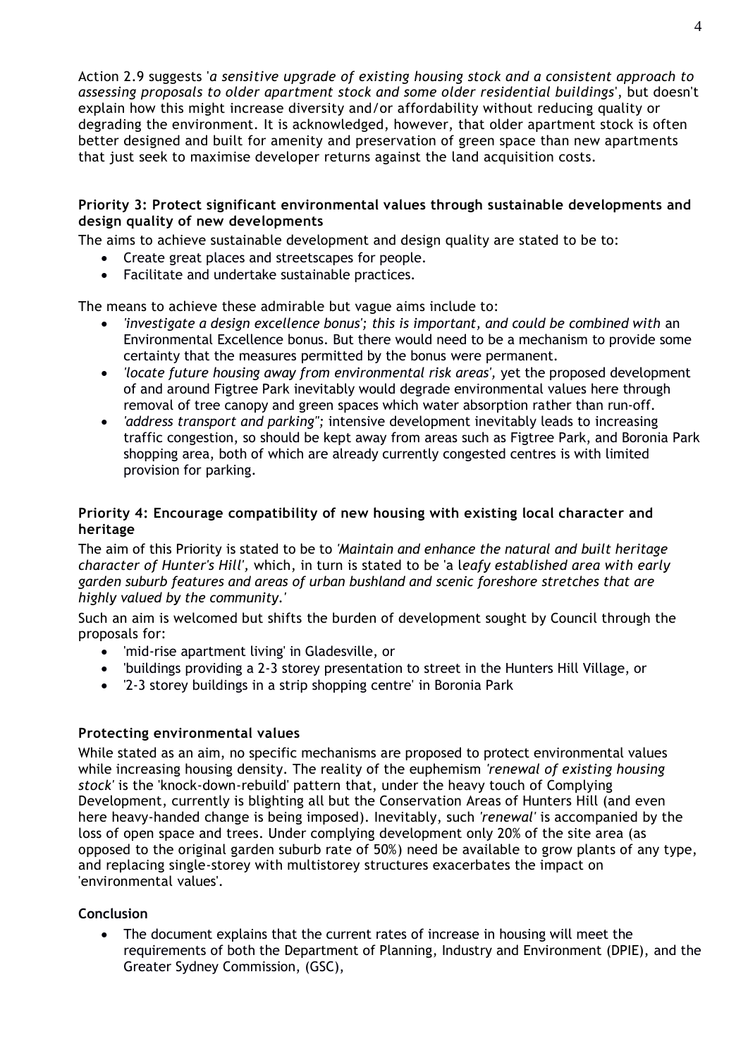Action 2.9 suggests '*a sensitive upgrade of existing housing stock and a consistent approach to assessing proposals to older apartment stock and some older residential buildings*', but doesn't explain how this might increase diversity and/or affordability without reducing quality or degrading the environment. It is acknowledged, however, that older apartment stock is often better designed and built for amenity and preservation of green space than new apartments that just seek to maximise developer returns against the land acquisition costs.

**Priority 3: Protect significant environmental values through sustainable developments and design quality of new developments**

The aims to achieve sustainable development and design quality are stated to be to:

- Create great places and streetscapes for people.
- Facilitate and undertake sustainable practices.

The means to achieve these admirable but vague aims include to:

- *'investigate a design excellence bonus'; this is important, and could be combined with* an Environmental Excellence bonus. But there would need to be a mechanism to provide some certainty that the measures permitted by the bonus were permanent.
- *'locate future housing away from environmental risk areas',* yet the proposed development of and around Figtree Park inevitably would degrade environmental values here through removal of tree canopy and green spaces which water absorption rather than run-off.
- *'address transport and parking'';* intensive development inevitably leads to increasing traffic congestion, so should be kept away from areas such as Figtree Park, and Boronia Park shopping area, both of which are already currently congested centres is with limited provision for parking.

**Priority 4: Encourage compatibility of new housing with existing local character and heritage**

The aim of this Priority is stated to be to *'Maintain and enhance the natural and built heritage character of Hunter's Hill',* which, in turn is stated to be 'a l*eafy established area with early garden suburb features and areas of urban bushland and scenic foreshore stretches that are highly valued by the community.'*

Such an aim is welcomed but shifts the burden of development sought by Council through the proposals for:

- 'mid-rise apartment living' in Gladesville, or
- 'buildings providing a 2-3 storey presentation to street in the Hunters Hill Village, or
- '2-3 storey buildings in a strip shopping centre' in Boronia Park

**Protecting environmental values**

While stated as an aim, no specific mechanisms are proposed to protect environmental values while increasing housing density. The reality of the euphemism *'renewal of existing housing stock'* is the 'knock-down-rebuild' pattern that, under the heavy touch of Complying Development, currently is blighting all but the Conservation Areas of Hunters Hill (and even here heavy-handed change is being imposed). Inevitably, such *'renewal'* is accompanied by the loss of open space and trees. Under complying development only 20% of the site area (as opposed to the original garden suburb rate of 50%) need be available to grow plants of any type, and replacing single-storey with multistorey structures exacerbates the impact on 'environmental values'.

**Conclusion**

- The document explains that the current rates of increase in housing will meet the requirements of both the Department of Planning, Industry and Environment (DPIE), and the Greater Sydney Commission, (GSC),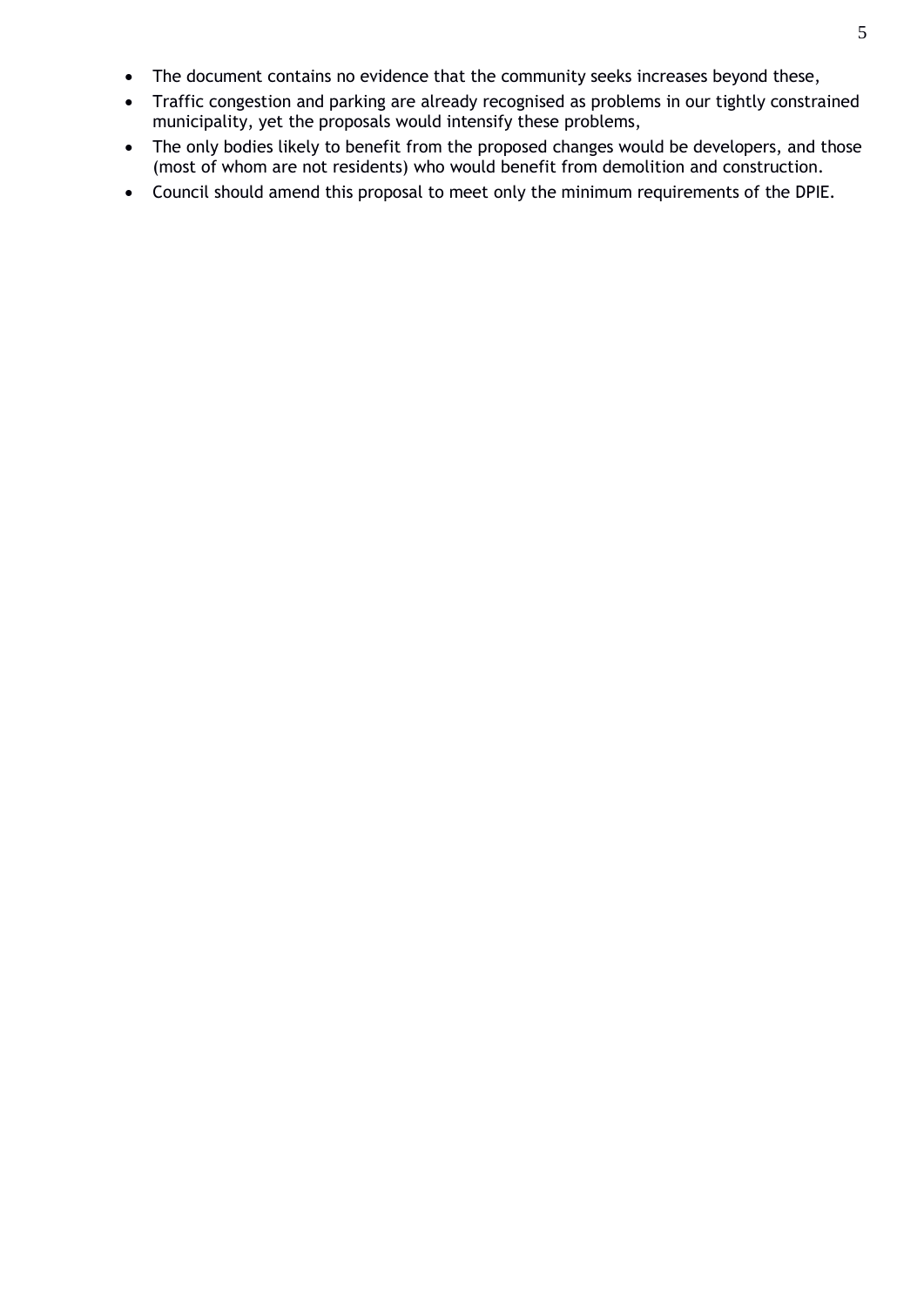- The document contains no evidence that the community seeks increases beyond these,
- Traffic congestion and parking are already recognised as problems in our tightly constrained municipality, yet the proposals would intensify these problems,
- The only bodies likely to benefit from the proposed changes would be developers, and those (most of whom are not residents) who would benefit from demolition and construction.
- Council should amend this proposal to meet only the minimum requirements of the DPIE.